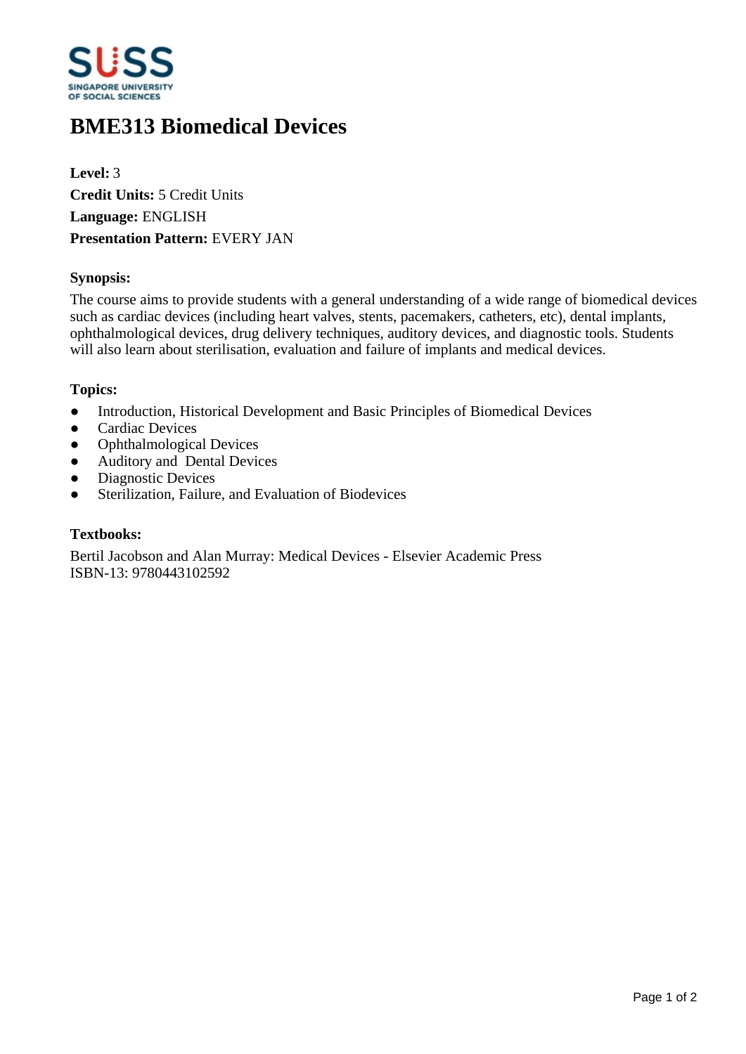# BME313 Biomedical Devices

**Level:** 3
**Credit Units:** 5 Credit Units
**Language:** ENGLISH
**Presentation Pattern:** EVERY JAN

### Synopsis:

The course aims to provide students with a general understanding of a wide range of biomedical devices such as cardiac devices (including heart valves, stents, pacemakers, catheters, etc), dental implants, ophthalmological devices, drug delivery techniques, auditory devices, and diagnostic tools. Students will also learn about sterilisation, evaluation and failure of implants and medical devices.

### Topics:

- Introduction, Historical Development and Basic Principles of Biomedical Devices
- Cardiac Devices
- Ophthalmological Devices
- Auditory and Dental Devices
- Diagnostic Devices
- Sterilization, Failure, and Evaluation of Biodevices

### Textbooks:

Bertil Jacobson and Alan Murray: Medical Devices - Elsevier Academic Press
ISBN-13: 9780443102592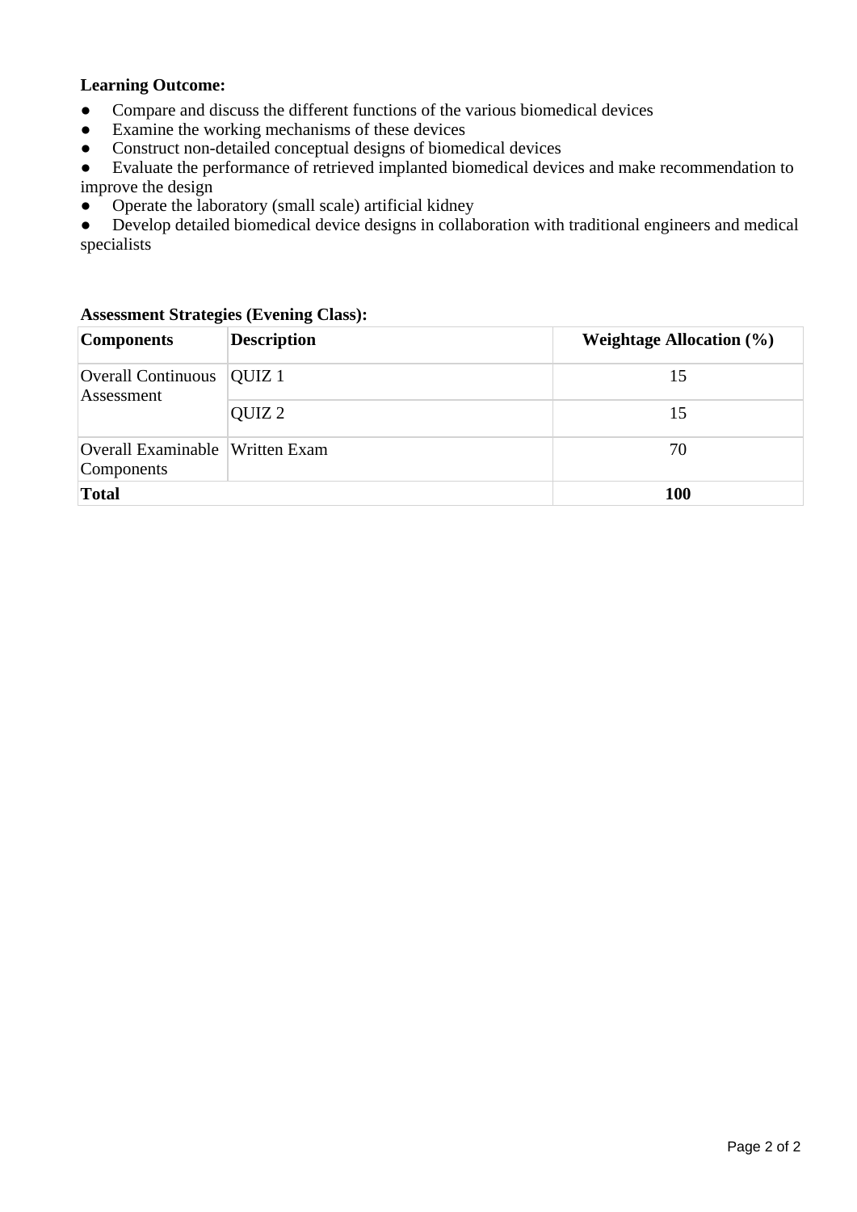**Learning Outcome:**

- Compare and discuss the different functions of the various biomedical devices
- Examine the working mechanisms of these devices
- Construct non-detailed conceptual designs of biomedical devices
- Evaluate the performance of retrieved implanted biomedical devices and make recommendation to improve the design
- Operate the laboratory (small scale) artificial kidney
- Develop detailed biomedical device designs in collaboration with traditional engineers and medical specialists

**Assessment Strategies (Evening Class):**

| **Components** | **Description** | **Weightage Allocation (%)** |
|---|---|---|
| Overall Continuous Assessment | QUIZ 1 | 15 |
| | QUIZ 2 | 15 |
| Overall Examinable Components | Written Exam | 70 |
| **Total** | | **100** |